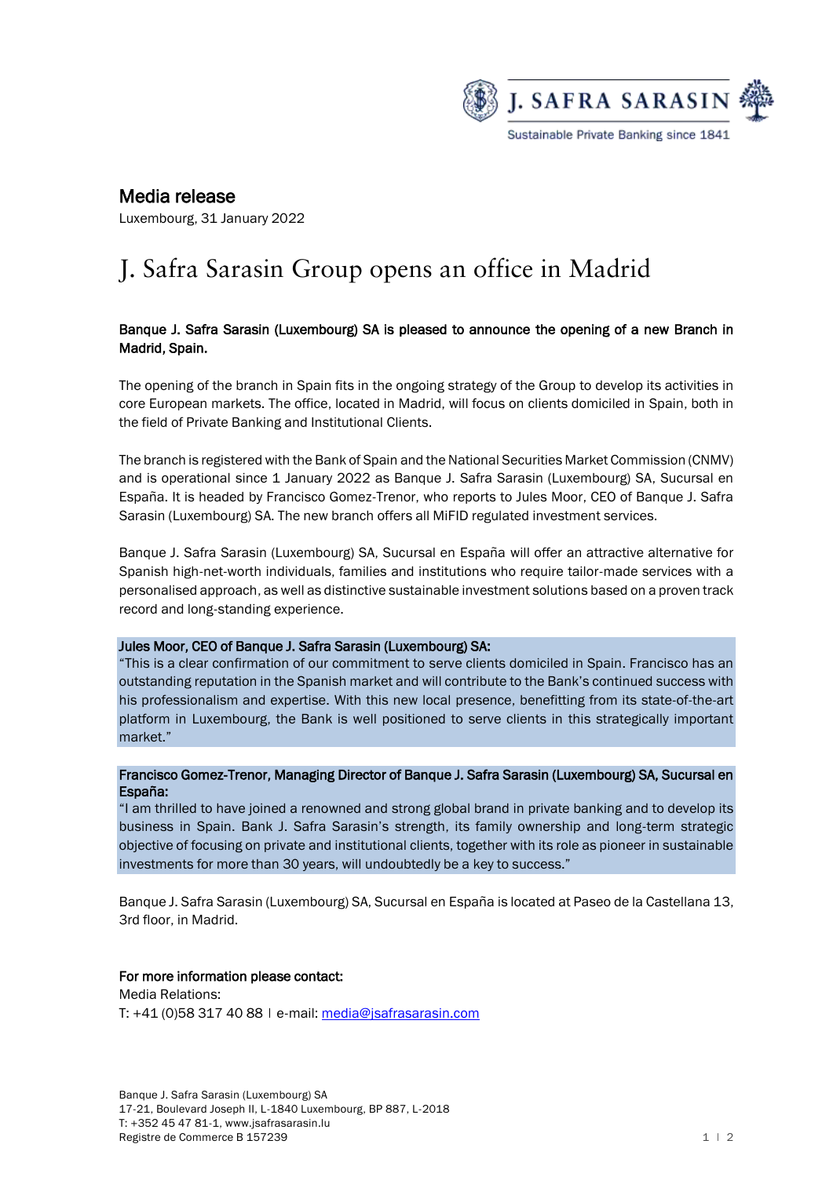J. SAFRA SARASIN

Sustainable Private Banking since 1841

## Media release

Luxembourg, 31 January 2022

# J. Safra Sarasin Group opens an office in Madrid

**Banque J. Safra Sarasin (Luxembourg) SA is pleased to announce the opening of a new Branch in Madrid, Spain.**

The opening of the branch in Spain fits in the ongoing strategy of the Group to develop its activities in core European markets. The office, located in Madrid, will focus on clients domiciled in Spain, both in the field of Private Banking and Institutional Clients.

The branch is registered with the Bank of Spain and the National Securities Market Commission (CNMV) and is operational since 1 January 2022 as Banque J. Safra Sarasin (Luxembourg) SA, Sucursal en España. It is headed by Francisco Gomez-Trenor, who reports to Jules Moor, CEO of Banque J. Safra Sarasin (Luxembourg) SA. The new branch offers all MiFID regulated investment services.

Banque J. Safra Sarasin (Luxembourg) SA, Sucursal en España will offer an attractive alternative for Spanish high-net-worth individuals, families and institutions who require tailor-made services with a personalised approach, as well as distinctive sustainable investment solutions based on a proven track record and long-standing experience.

**Jules Moor, CEO of Banque J. Safra Sarasin (Luxembourg) SA:**
"This is a clear confirmation of our commitment to serve clients domiciled in Spain. Francisco has an outstanding reputation in the Spanish market and will contribute to the Bank's continued success with his professionalism and expertise. With this new local presence, benefitting from its state-of-the-art platform in Luxembourg, the Bank is well positioned to serve clients in this strategically important market."

**Francisco Gomez-Trenor, Managing Director of Banque J. Safra Sarasin (Luxembourg) SA, Sucursal en España:**
"I am thrilled to have joined a renowned and strong global brand in private banking and to develop its business in Spain. Bank J. Safra Sarasin's strength, its family ownership and long-term strategic objective of focusing on private and institutional clients, together with its role as pioneer in sustainable investments for more than 30 years, will undoubtedly be a key to success."

Banque J. Safra Sarasin (Luxembourg) SA, Sucursal en España is located at Paseo de la Castellana 13, 3rd floor, in Madrid.

**For more information please contact:**
Media Relations:
T: +41 (0)58 317 40 88 | e-mail: media@jsafrasarasin.com

Banque J. Safra Sarasin (Luxembourg) SA
17-21, Boulevard Joseph II, L-1840 Luxembourg, BP 887, L-2018
T: +352 45 47 81-1, www.jsafrasarasin.lu
Registre de Commerce B 157239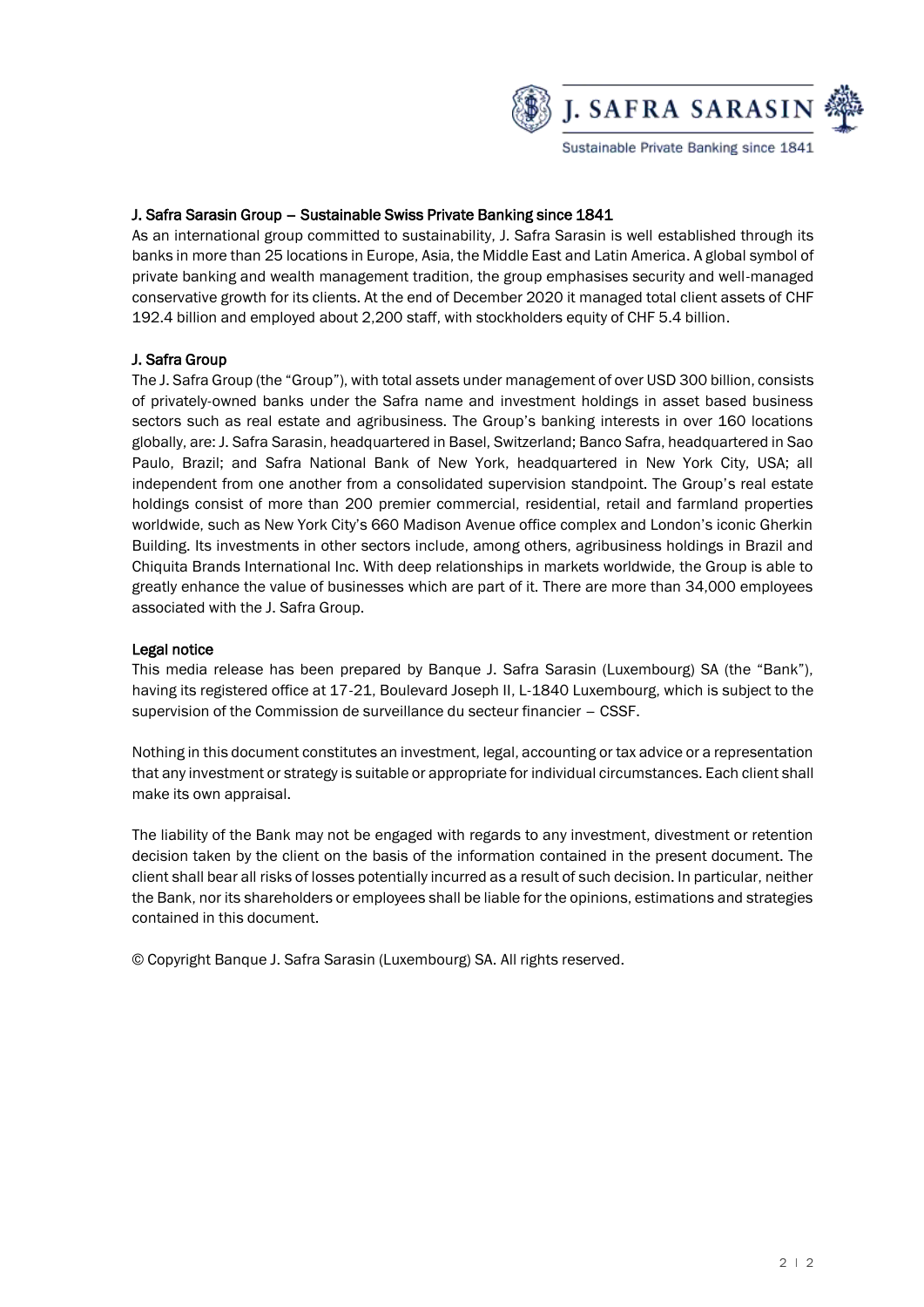### J. Safra Sarasin Group – Sustainable Swiss Private Banking since 1841

As an international group committed to sustainability, J. Safra Sarasin is well established through its banks in more than 25 locations in Europe, Asia, the Middle East and Latin America. A global symbol of private banking and wealth management tradition, the group emphasises security and well-managed conservative growth for its clients. At the end of December 2020 it managed total client assets of CHF 192.4 billion and employed about 2,200 staff, with stockholders equity of CHF 5.4 billion.

### J. Safra Group

The J. Safra Group (the "Group"), with total assets under management of over USD 300 billion, consists of privately-owned banks under the Safra name and investment holdings in asset based business sectors such as real estate and agribusiness. The Group's banking interests in over 160 locations globally, are: J. Safra Sarasin, headquartered in Basel, Switzerland; Banco Safra, headquartered in Sao Paulo, Brazil; and Safra National Bank of New York, headquartered in New York City, USA; all independent from one another from a consolidated supervision standpoint. The Group's real estate holdings consist of more than 200 premier commercial, residential, retail and farmland properties worldwide, such as New York City's 660 Madison Avenue office complex and London's iconic Gherkin Building. Its investments in other sectors include, among others, agribusiness holdings in Brazil and Chiquita Brands International Inc. With deep relationships in markets worldwide, the Group is able to greatly enhance the value of businesses which are part of it. There are more than 34,000 employees associated with the J. Safra Group.

### Legal notice

This media release has been prepared by Banque J. Safra Sarasin (Luxembourg) SA (the "Bank"), having its registered office at 17-21, Boulevard Joseph II, L-1840 Luxembourg, which is subject to the supervision of the Commission de surveillance du secteur financier – CSSF.

Nothing in this document constitutes an investment, legal, accounting or tax advice or a representation that any investment or strategy is suitable or appropriate for individual circumstances. Each client shall make its own appraisal.

The liability of the Bank may not be engaged with regards to any investment, divestment or retention decision taken by the client on the basis of the information contained in the present document. The client shall bear all risks of losses potentially incurred as a result of such decision. In particular, neither the Bank, nor its shareholders or employees shall be liable for the opinions, estimations and strategies contained in this document.

© Copyright Banque J. Safra Sarasin (Luxembourg) SA. All rights reserved.